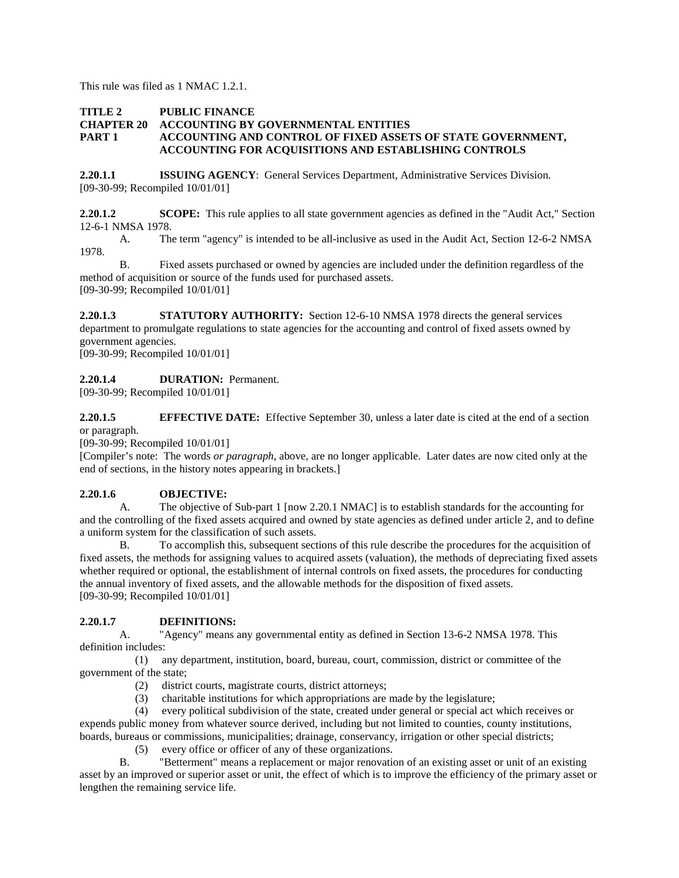This rule was filed as 1 NMAC 1.2.1.

**TITLE 2 PUBLIC FINANCE**
**CHAPTER 20 ACCOUNTING BY GOVERNMENTAL ENTITIES**
**PART 1 ACCOUNTING AND CONTROL OF FIXED ASSETS OF STATE GOVERNMENT, ACCOUNTING FOR ACQUISITIONS AND ESTABLISHING CONTROLS**

**2.20.1.1 ISSUING AGENCY**: General Services Department, Administrative Services Division.
[09-30-99; Recompiled 10/01/01]

**2.20.1.2 SCOPE:** This rule applies to all state government agencies as defined in the "Audit Act," Section 12-6-1 NMSA 1978.

A. The term "agency" is intended to be all-inclusive as used in the Audit Act, Section 12-6-2 NMSA 1978.

B. Fixed assets purchased or owned by agencies are included under the definition regardless of the method of acquisition or source of the funds used for purchased assets.
[09-30-99; Recompiled 10/01/01]

**2.20.1.3 STATUTORY AUTHORITY:** Section 12-6-10 NMSA 1978 directs the general services department to promulgate regulations to state agencies for the accounting and control of fixed assets owned by government agencies.
[09-30-99; Recompiled 10/01/01]

**2.20.1.4 DURATION:** Permanent.
[09-30-99; Recompiled 10/01/01]

**2.20.1.5 EFFECTIVE DATE:** Effective September 30, unless a later date is cited at the end of a section or paragraph.
[09-30-99; Recompiled 10/01/01]
[Compiler's note: The words *or paragraph*, above, are no longer applicable. Later dates are now cited only at the end of sections, in the history notes appearing in brackets.]

**2.20.1.6 OBJECTIVE:**

A. The objective of Sub-part 1 [now 2.20.1 NMAC] is to establish standards for the accounting for and the controlling of the fixed assets acquired and owned by state agencies as defined under article 2, and to define a uniform system for the classification of such assets.

B. To accomplish this, subsequent sections of this rule describe the procedures for the acquisition of fixed assets, the methods for assigning values to acquired assets (valuation), the methods of depreciating fixed assets whether required or optional, the establishment of internal controls on fixed assets, the procedures for conducting the annual inventory of fixed assets, and the allowable methods for the disposition of fixed assets.
[09-30-99; Recompiled 10/01/01]

**2.20.1.7 DEFINITIONS:**

A. "Agency" means any governmental entity as defined in Section 13-6-2 NMSA 1978. This definition includes:

(1) any department, institution, board, bureau, court, commission, district or committee of the government of the state;

(2) district courts, magistrate courts, district attorneys;

(3) charitable institutions for which appropriations are made by the legislature;

(4) every political subdivision of the state, created under general or special act which receives or expends public money from whatever source derived, including but not limited to counties, county institutions, boards, bureaus or commissions, municipalities; drainage, conservancy, irrigation or other special districts;

(5) every office or officer of any of these organizations.

B. "Betterment" means a replacement or major renovation of an existing asset or unit of an existing asset by an improved or superior asset or unit, the effect of which is to improve the efficiency of the primary asset or lengthen the remaining service life.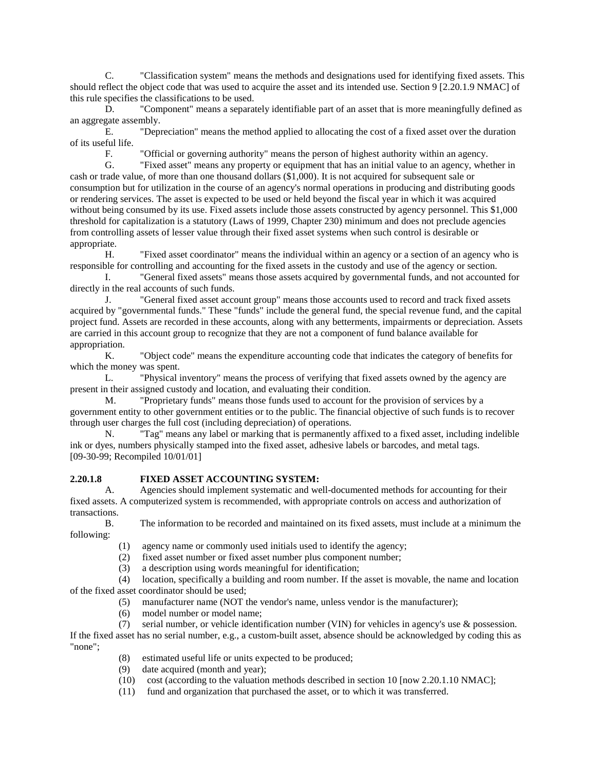C. "Classification system" means the methods and designations used for identifying fixed assets. This should reflect the object code that was used to acquire the asset and its intended use. Section 9 [2.20.1.9 NMAC] of this rule specifies the classifications to be used.

D. "Component" means a separately identifiable part of an asset that is more meaningfully defined as an aggregate assembly.

E. "Depreciation" means the method applied to allocating the cost of a fixed asset over the duration of its useful life.

F. "Official or governing authority" means the person of highest authority within an agency.

G. "Fixed asset" means any property or equipment that has an initial value to an agency, whether in cash or trade value, of more than one thousand dollars ($1,000). It is not acquired for subsequent sale or consumption but for utilization in the course of an agency's normal operations in producing and distributing goods or rendering services. The asset is expected to be used or held beyond the fiscal year in which it was acquired without being consumed by its use. Fixed assets include those assets constructed by agency personnel. This $1,000 threshold for capitalization is a statutory (Laws of 1999, Chapter 230) minimum and does not preclude agencies from controlling assets of lesser value through their fixed asset systems when such control is desirable or appropriate.

H. "Fixed asset coordinator" means the individual within an agency or a section of an agency who is responsible for controlling and accounting for the fixed assets in the custody and use of the agency or section.

I. "General fixed assets" means those assets acquired by governmental funds, and not accounted for directly in the real accounts of such funds.

J. "General fixed asset account group" means those accounts used to record and track fixed assets acquired by "governmental funds." These "funds" include the general fund, the special revenue fund, and the capital project fund. Assets are recorded in these accounts, along with any betterments, impairments or depreciation. Assets are carried in this account group to recognize that they are not a component of fund balance available for appropriation.

K. "Object code" means the expenditure accounting code that indicates the category of benefits for which the money was spent.

L. "Physical inventory" means the process of verifying that fixed assets owned by the agency are present in their assigned custody and location, and evaluating their condition.

M. "Proprietary funds" means those funds used to account for the provision of services by a government entity to other government entities or to the public. The financial objective of such funds is to recover through user charges the full cost (including depreciation) of operations.

N. "Tag" means any label or marking that is permanently affixed to a fixed asset, including indelible ink or dyes, numbers physically stamped into the fixed asset, adhesive labels or barcodes, and metal tags.
[09-30-99; Recompiled 10/01/01]

**2.20.1.8 FIXED ASSET ACCOUNTING SYSTEM:**

A. Agencies should implement systematic and well-documented methods for accounting for their fixed assets. A computerized system is recommended, with appropriate controls on access and authorization of transactions.

B. The information to be recorded and maintained on its fixed assets, must include at a minimum the following:

(1) agency name or commonly used initials used to identify the agency;
(2) fixed asset number or fixed asset number plus component number;
(3) a description using words meaningful for identification;
(4) location, specifically a building and room number. If the asset is movable, the name and location of the fixed asset coordinator should be used;
(5) manufacturer name (NOT the vendor's name, unless vendor is the manufacturer);
(6) model number or model name;
(7) serial number, or vehicle identification number (VIN) for vehicles in agency's use & possession. If the fixed asset has no serial number, e.g., a custom-built asset, absence should be acknowledged by coding this as "none";
(8) estimated useful life or units expected to be produced;
(9) date acquired (month and year);
(10) cost (according to the valuation methods described in section 10 [now 2.20.1.10 NMAC];
(11) fund and organization that purchased the asset, or to which it was transferred.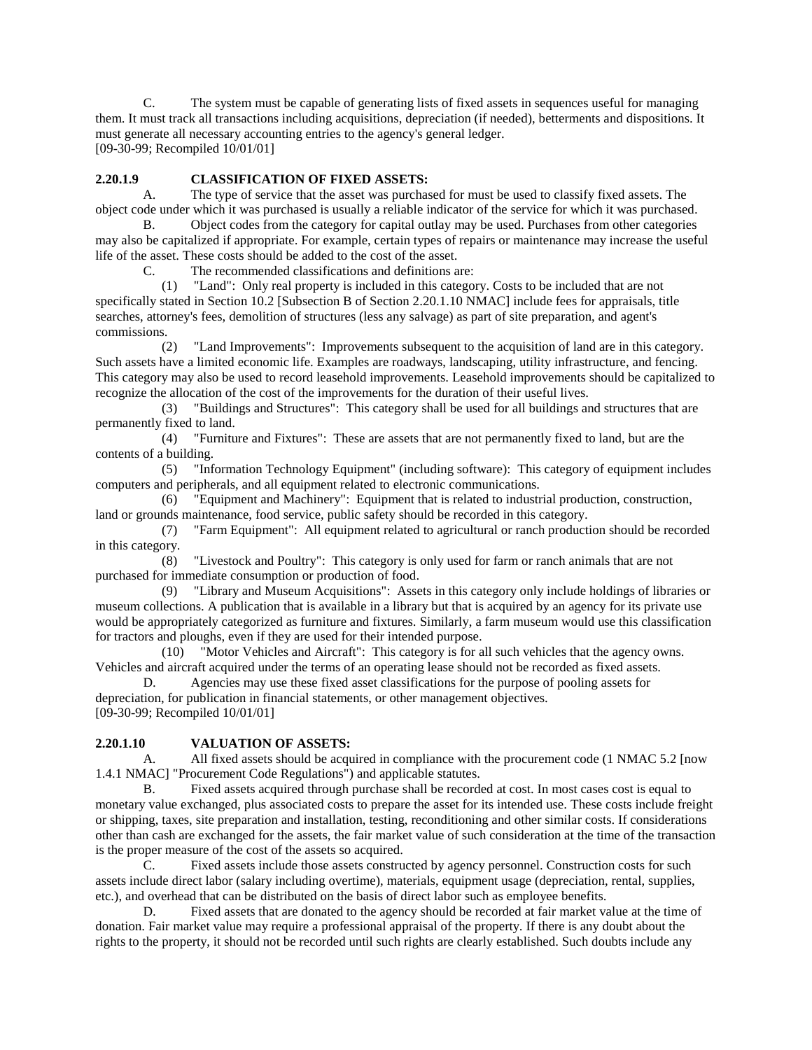C. The system must be capable of generating lists of fixed assets in sequences useful for managing them. It must track all transactions including acquisitions, depreciation (if needed), betterments and dispositions. It must generate all necessary accounting entries to the agency's general ledger.
[09-30-99; Recompiled 10/01/01]

**2.20.1.9 CLASSIFICATION OF FIXED ASSETS:**

A. The type of service that the asset was purchased for must be used to classify fixed assets. The object code under which it was purchased is usually a reliable indicator of the service for which it was purchased.

B. Object codes from the category for capital outlay may be used. Purchases from other categories may also be capitalized if appropriate. For example, certain types of repairs or maintenance may increase the useful life of the asset. These costs should be added to the cost of the asset.

C. The recommended classifications and definitions are:

(1) "Land": Only real property is included in this category. Costs to be included that are not specifically stated in Section 10.2 [Subsection B of Section 2.20.1.10 NMAC] include fees for appraisals, title searches, attorney's fees, demolition of structures (less any salvage) as part of site preparation, and agent's commissions.

(2) "Land Improvements": Improvements subsequent to the acquisition of land are in this category. Such assets have a limited economic life. Examples are roadways, landscaping, utility infrastructure, and fencing. This category may also be used to record leasehold improvements. Leasehold improvements should be capitalized to recognize the allocation of the cost of the improvements for the duration of their useful lives.

(3) "Buildings and Structures": This category shall be used for all buildings and structures that are permanently fixed to land.

(4) "Furniture and Fixtures": These are assets that are not permanently fixed to land, but are the contents of a building.

(5) "Information Technology Equipment" (including software): This category of equipment includes computers and peripherals, and all equipment related to electronic communications.

(6) "Equipment and Machinery": Equipment that is related to industrial production, construction, land or grounds maintenance, food service, public safety should be recorded in this category.

(7) "Farm Equipment": All equipment related to agricultural or ranch production should be recorded in this category.

(8) "Livestock and Poultry": This category is only used for farm or ranch animals that are not purchased for immediate consumption or production of food.

(9) "Library and Museum Acquisitions": Assets in this category only include holdings of libraries or museum collections. A publication that is available in a library but that is acquired by an agency for its private use would be appropriately categorized as furniture and fixtures. Similarly, a farm museum would use this classification for tractors and ploughs, even if they are used for their intended purpose.

(10) "Motor Vehicles and Aircraft": This category is for all such vehicles that the agency owns. Vehicles and aircraft acquired under the terms of an operating lease should not be recorded as fixed assets.

D. Agencies may use these fixed asset classifications for the purpose of pooling assets for depreciation, for publication in financial statements, or other management objectives.
[09-30-99; Recompiled 10/01/01]

**2.20.1.10 VALUATION OF ASSETS:**

A. All fixed assets should be acquired in compliance with the procurement code (1 NMAC 5.2 [now 1.4.1 NMAC] "Procurement Code Regulations") and applicable statutes.

B. Fixed assets acquired through purchase shall be recorded at cost. In most cases cost is equal to monetary value exchanged, plus associated costs to prepare the asset for its intended use. These costs include freight or shipping, taxes, site preparation and installation, testing, reconditioning and other similar costs. If considerations other than cash are exchanged for the assets, the fair market value of such consideration at the time of the transaction is the proper measure of the cost of the assets so acquired.

C. Fixed assets include those assets constructed by agency personnel. Construction costs for such assets include direct labor (salary including overtime), materials, equipment usage (depreciation, rental, supplies, etc.), and overhead that can be distributed on the basis of direct labor such as employee benefits.

D. Fixed assets that are donated to the agency should be recorded at fair market value at the time of donation. Fair market value may require a professional appraisal of the property. If there is any doubt about the rights to the property, it should not be recorded until such rights are clearly established. Such doubts include any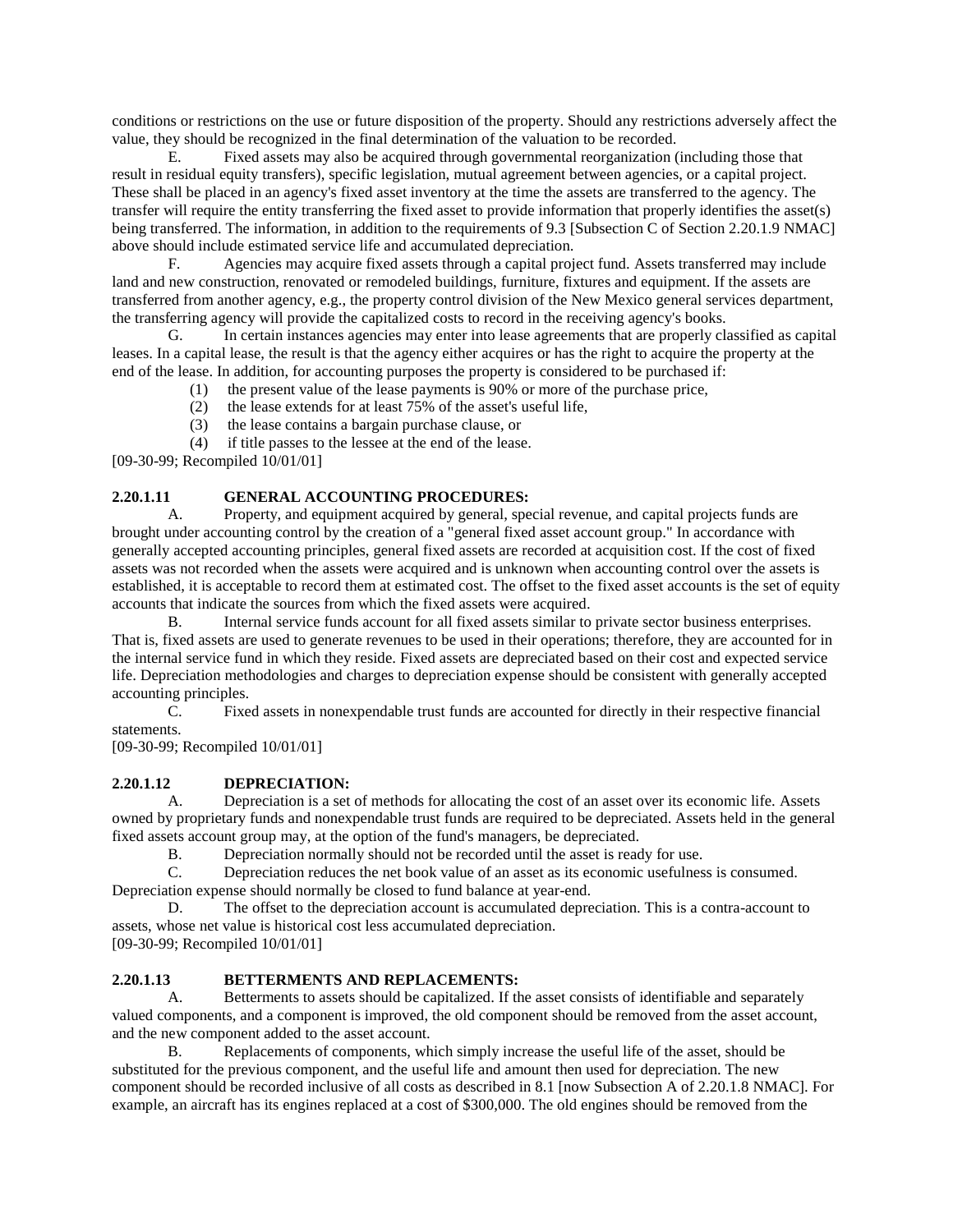conditions or restrictions on the use or future disposition of the property. Should any restrictions adversely affect the value, they should be recognized in the final determination of the valuation to be recorded.

E. Fixed assets may also be acquired through governmental reorganization (including those that result in residual equity transfers), specific legislation, mutual agreement between agencies, or a capital project. These shall be placed in an agency's fixed asset inventory at the time the assets are transferred to the agency. The transfer will require the entity transferring the fixed asset to provide information that properly identifies the asset(s) being transferred. The information, in addition to the requirements of 9.3 [Subsection C of Section 2.20.1.9 NMAC] above should include estimated service life and accumulated depreciation.

F. Agencies may acquire fixed assets through a capital project fund. Assets transferred may include land and new construction, renovated or remodeled buildings, furniture, fixtures and equipment. If the assets are transferred from another agency, e.g., the property control division of the New Mexico general services department, the transferring agency will provide the capitalized costs to record in the receiving agency's books.

G. In certain instances agencies may enter into lease agreements that are properly classified as capital leases. In a capital lease, the result is that the agency either acquires or has the right to acquire the property at the end of the lease. In addition, for accounting purposes the property is considered to be purchased if:

(1) the present value of the lease payments is 90% or more of the purchase price,

(2) the lease extends for at least 75% of the asset's useful life,

(3) the lease contains a bargain purchase clause, or

(4) if title passes to the lessee at the end of the lease.

[09-30-99; Recompiled 10/01/01]

**2.20.1.11 GENERAL ACCOUNTING PROCEDURES:**

A. Property, and equipment acquired by general, special revenue, and capital projects funds are brought under accounting control by the creation of a "general fixed asset account group." In accordance with generally accepted accounting principles, general fixed assets are recorded at acquisition cost. If the cost of fixed assets was not recorded when the assets were acquired and is unknown when accounting control over the assets is established, it is acceptable to record them at estimated cost. The offset to the fixed asset accounts is the set of equity accounts that indicate the sources from which the fixed assets were acquired.

B. Internal service funds account for all fixed assets similar to private sector business enterprises. That is, fixed assets are used to generate revenues to be used in their operations; therefore, they are accounted for in the internal service fund in which they reside. Fixed assets are depreciated based on their cost and expected service life. Depreciation methodologies and charges to depreciation expense should be consistent with generally accepted accounting principles.

C. Fixed assets in nonexpendable trust funds are accounted for directly in their respective financial statements.

[09-30-99; Recompiled 10/01/01]

**2.20.1.12 DEPRECIATION:**

A. Depreciation is a set of methods for allocating the cost of an asset over its economic life. Assets owned by proprietary funds and nonexpendable trust funds are required to be depreciated. Assets held in the general fixed assets account group may, at the option of the fund's managers, be depreciated.

B. Depreciation normally should not be recorded until the asset is ready for use.

C. Depreciation reduces the net book value of an asset as its economic usefulness is consumed. Depreciation expense should normally be closed to fund balance at year-end.

D. The offset to the depreciation account is accumulated depreciation. This is a contra-account to assets, whose net value is historical cost less accumulated depreciation.

[09-30-99; Recompiled 10/01/01]

**2.20.1.13 BETTERMENTS AND REPLACEMENTS:**

A. Betterments to assets should be capitalized. If the asset consists of identifiable and separately valued components, and a component is improved, the old component should be removed from the asset account, and the new component added to the asset account.

B. Replacements of components, which simply increase the useful life of the asset, should be substituted for the previous component, and the useful life and amount then used for depreciation. The new component should be recorded inclusive of all costs as described in 8.1 [now Subsection A of 2.20.1.8 NMAC]. For example, an aircraft has its engines replaced at a cost of $300,000. The old engines should be removed from the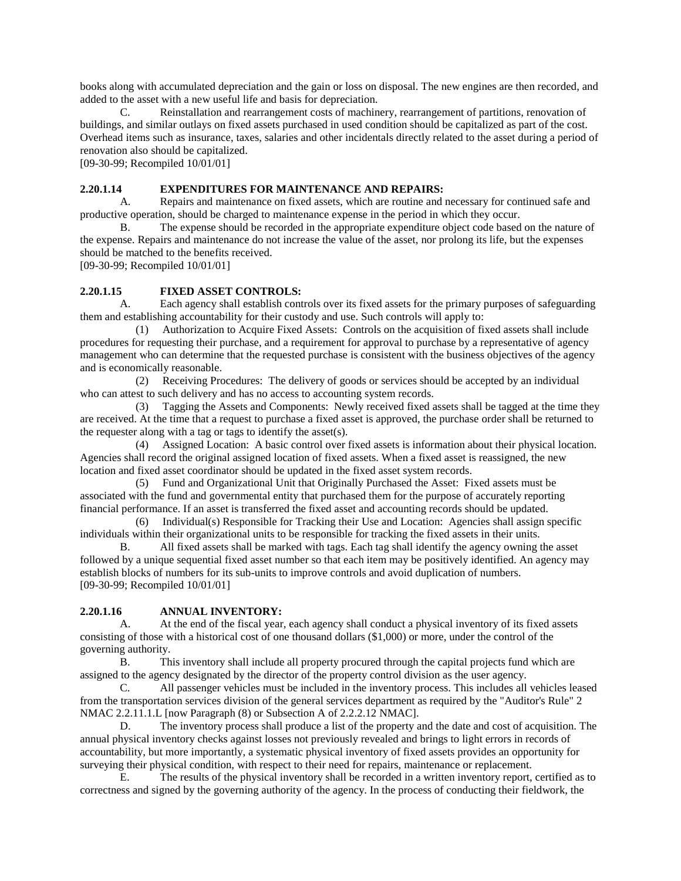books along with accumulated depreciation and the gain or loss on disposal. The new engines are then recorded, and added to the asset with a new useful life and basis for depreciation.

C. Reinstallation and rearrangement costs of machinery, rearrangement of partitions, renovation of buildings, and similar outlays on fixed assets purchased in used condition should be capitalized as part of the cost. Overhead items such as insurance, taxes, salaries and other incidentals directly related to the asset during a period of renovation also should be capitalized.

[09-30-99; Recompiled 10/01/01]

**2.20.1.14 EXPENDITURES FOR MAINTENANCE AND REPAIRS:**

A. Repairs and maintenance on fixed assets, which are routine and necessary for continued safe and productive operation, should be charged to maintenance expense in the period in which they occur.

B. The expense should be recorded in the appropriate expenditure object code based on the nature of the expense. Repairs and maintenance do not increase the value of the asset, nor prolong its life, but the expenses should be matched to the benefits received.

[09-30-99; Recompiled 10/01/01]

**2.20.1.15 FIXED ASSET CONTROLS:**

A. Each agency shall establish controls over its fixed assets for the primary purposes of safeguarding them and establishing accountability for their custody and use. Such controls will apply to:

(1) Authorization to Acquire Fixed Assets: Controls on the acquisition of fixed assets shall include procedures for requesting their purchase, and a requirement for approval to purchase by a representative of agency management who can determine that the requested purchase is consistent with the business objectives of the agency and is economically reasonable.

(2) Receiving Procedures: The delivery of goods or services should be accepted by an individual who can attest to such delivery and has no access to accounting system records.

(3) Tagging the Assets and Components: Newly received fixed assets shall be tagged at the time they are received. At the time that a request to purchase a fixed asset is approved, the purchase order shall be returned to the requester along with a tag or tags to identify the asset(s).

(4) Assigned Location: A basic control over fixed assets is information about their physical location. Agencies shall record the original assigned location of fixed assets. When a fixed asset is reassigned, the new location and fixed asset coordinator should be updated in the fixed asset system records.

(5) Fund and Organizational Unit that Originally Purchased the Asset: Fixed assets must be associated with the fund and governmental entity that purchased them for the purpose of accurately reporting financial performance. If an asset is transferred the fixed asset and accounting records should be updated.

(6) Individual(s) Responsible for Tracking their Use and Location: Agencies shall assign specific individuals within their organizational units to be responsible for tracking the fixed assets in their units.

B. All fixed assets shall be marked with tags. Each tag shall identify the agency owning the asset followed by a unique sequential fixed asset number so that each item may be positively identified. An agency may establish blocks of numbers for its sub-units to improve controls and avoid duplication of numbers.

[09-30-99; Recompiled 10/01/01]

**2.20.1.16 ANNUAL INVENTORY:**

A. At the end of the fiscal year, each agency shall conduct a physical inventory of its fixed assets consisting of those with a historical cost of one thousand dollars ($1,000) or more, under the control of the governing authority.

B. This inventory shall include all property procured through the capital projects fund which are assigned to the agency designated by the director of the property control division as the user agency.

C. All passenger vehicles must be included in the inventory process. This includes all vehicles leased from the transportation services division of the general services department as required by the "Auditor's Rule" 2 NMAC 2.2.11.1.L [now Paragraph (8) or Subsection A of 2.2.2.12 NMAC].

D. The inventory process shall produce a list of the property and the date and cost of acquisition. The annual physical inventory checks against losses not previously revealed and brings to light errors in records of accountability, but more importantly, a systematic physical inventory of fixed assets provides an opportunity for surveying their physical condition, with respect to their need for repairs, maintenance or replacement.

E. The results of the physical inventory shall be recorded in a written inventory report, certified as to correctness and signed by the governing authority of the agency. In the process of conducting their fieldwork, the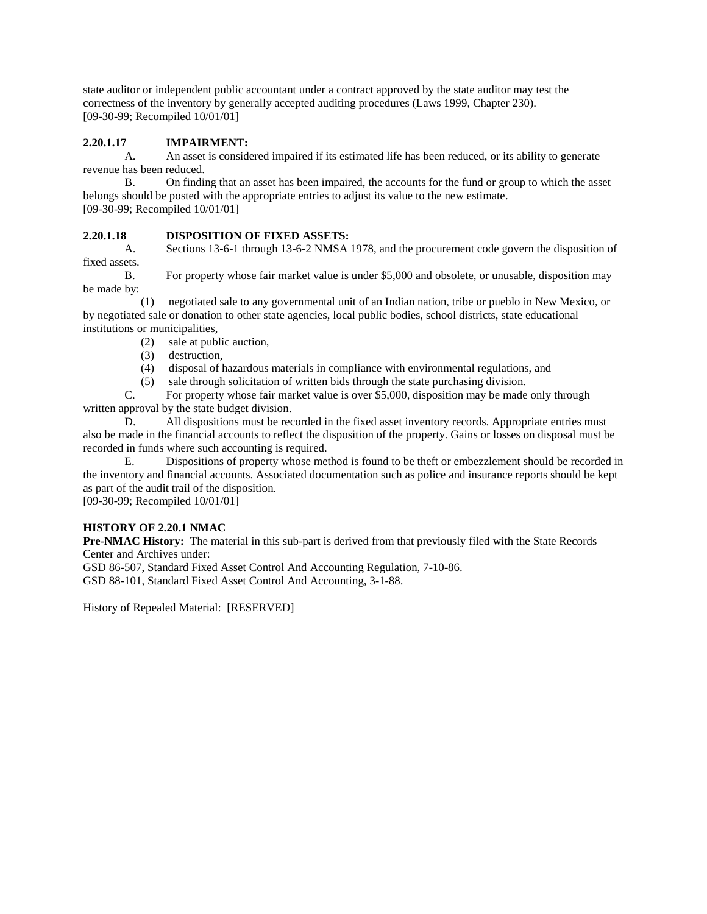state auditor or independent public accountant under a contract approved by the state auditor may test the correctness of the inventory by generally accepted auditing procedures (Laws 1999, Chapter 230).
[09-30-99; Recompiled 10/01/01]

**2.20.1.17 IMPAIRMENT:**

A. An asset is considered impaired if its estimated life has been reduced, or its ability to generate revenue has been reduced.

B. On finding that an asset has been impaired, the accounts for the fund or group to which the asset belongs should be posted with the appropriate entries to adjust its value to the new estimate.
[09-30-99; Recompiled 10/01/01]

**2.20.1.18 DISPOSITION OF FIXED ASSETS:**

A. Sections 13-6-1 through 13-6-2 NMSA 1978, and the procurement code govern the disposition of fixed assets.

B. For property whose fair market value is under $5,000 and obsolete, or unusable, disposition may be made by:

(1) negotiated sale to any governmental unit of an Indian nation, tribe or pueblo in New Mexico, or by negotiated sale or donation to other state agencies, local public bodies, school districts, state educational institutions or municipalities,

(2) sale at public auction,

(3) destruction,

(4) disposal of hazardous materials in compliance with environmental regulations, and

(5) sale through solicitation of written bids through the state purchasing division.

C. For property whose fair market value is over $5,000, disposition may be made only through written approval by the state budget division.

D. All dispositions must be recorded in the fixed asset inventory records. Appropriate entries must also be made in the financial accounts to reflect the disposition of the property. Gains or losses on disposal must be recorded in funds where such accounting is required.

E. Dispositions of property whose method is found to be theft or embezzlement should be recorded in the inventory and financial accounts. Associated documentation such as police and insurance reports should be kept as part of the audit trail of the disposition.
[09-30-99; Recompiled 10/01/01]

**HISTORY OF 2.20.1 NMAC**

**Pre-NMAC History:** The material in this sub-part is derived from that previously filed with the State Records Center and Archives under:
GSD 86-507, Standard Fixed Asset Control And Accounting Regulation, 7-10-86.
GSD 88-101, Standard Fixed Asset Control And Accounting, 3-1-88.

History of Repealed Material: [RESERVED]